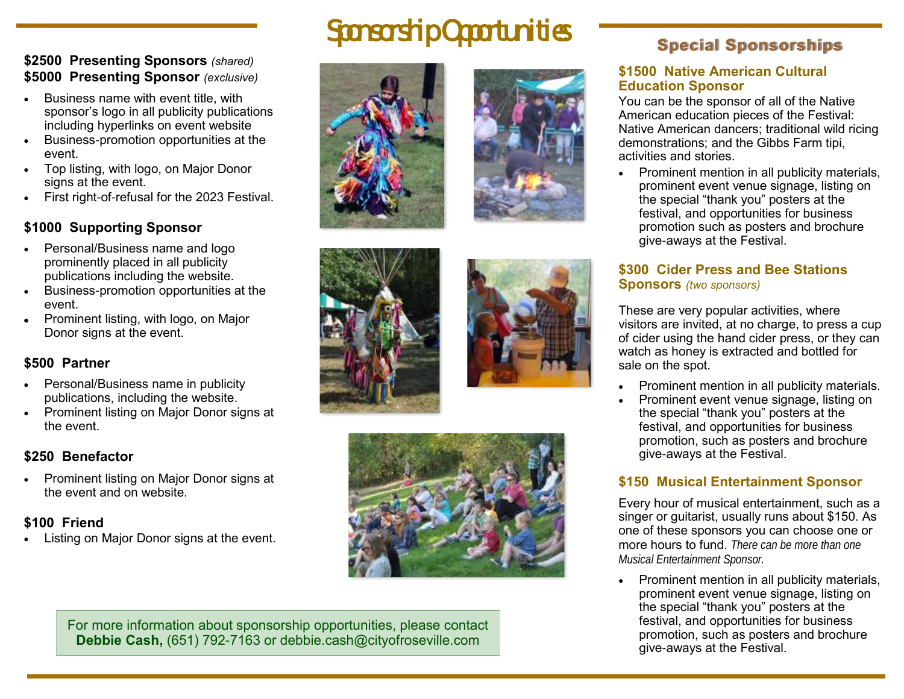# Sponsorship Opportunities

**$2500 Presenting Sponsors** *(shared)*
**$5000 Presenting Sponsor** *(exclusive)*

- Business name with event title, with sponsor's logo in all publicity publications including hyperlinks on event website
- Business-promotion opportunities at the event.
- Top listing, with logo, on Major Donor signs at the event.
- First right-of-refusal for the 2023 Festival.

**$1000 Supporting Sponsor**

- Personal/Business name and logo prominently placed in all publicity publications including the website.
- Business-promotion opportunities at the event.
- Prominent listing, with logo, on Major Donor signs at the event.

**$500 Partner**

- Personal/Business name in publicity publications, including the website.
- Prominent listing on Major Donor signs at the event.

**$250 Benefactor**

- Prominent listing on Major Donor signs at the event and on website.

**$100 Friend**

- Listing on Major Donor signs at the event.

For more information about sponsorship opportunities, please contact **Debbie Cash,** (651) 792-7163 or debbie.cash@cityofroseville.com

## Special Sponsorships

**$1500 Native American Cultural Education Sponsor**

You can be the sponsor of all of the Native American education pieces of the Festival: Native American dancers; traditional wild ricing demonstrations; and the Gibbs Farm tipi, activities and stories.

- Prominent mention in all publicity materials, prominent event venue signage, listing on the special "thank you" posters at the festival, and opportunities for business promotion such as posters and brochure give-aways at the Festival.

**$300 Cider Press and Bee Stations Sponsors** *(two sponsors)*

These are very popular activities, where visitors are invited, at no charge, to press a cup of cider using the hand cider press, or they can watch as honey is extracted and bottled for sale on the spot.

- Prominent mention in all publicity materials.
- Prominent event venue signage, listing on the special "thank you" posters at the festival, and opportunities for business promotion, such as posters and brochure give-aways at the Festival.

**$150 Musical Entertainment Sponsor**

Every hour of musical entertainment, such as a singer or guitarist, usually runs about $150. As one of these sponsors you can choose one or more hours to fund. *There can be more than one Musical Entertainment Sponsor.*

- Prominent mention in all publicity materials, prominent event venue signage, listing on the special "thank you" posters at the festival, and opportunities for business promotion, such as posters and brochure give-aways at the Festival.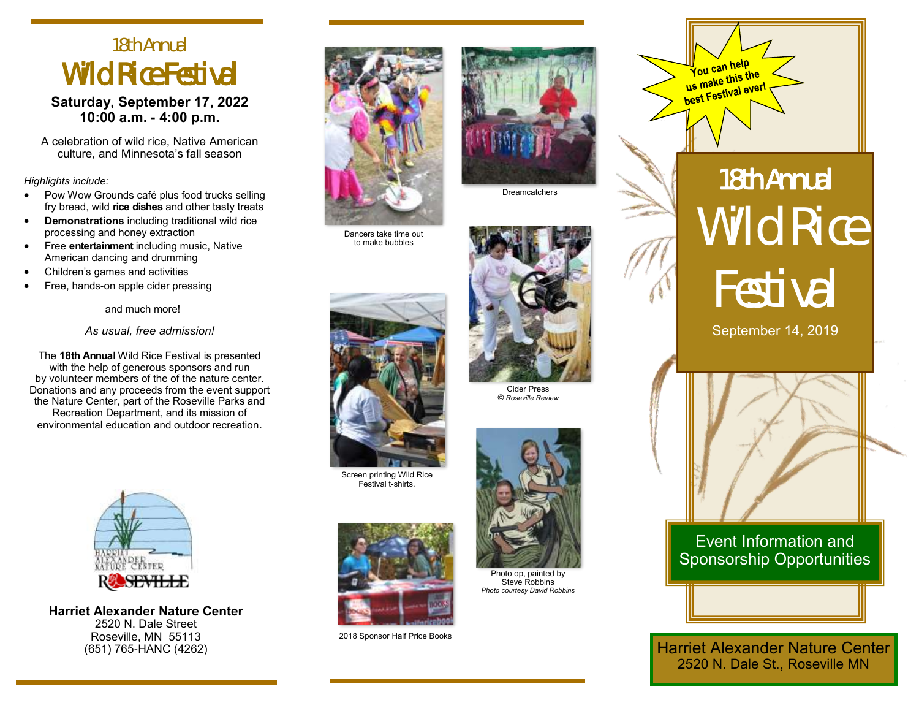# 18th Annual

# Wild Rice Festival

**Saturday, September 17, 2022**
**10:00 a.m. - 4:00 p.m.**

A celebration of wild rice, Native American culture, and Minnesota's fall season

*Highlights include:*

- Pow Wow Grounds café plus food trucks selling fry bread, wild **rice dishes** and other tasty treats
- **Demonstrations** including traditional wild rice processing and honey extraction
- Free **entertainment** including music, Native American dancing and drumming
- Children's games and activities
- Free, hands-on apple cider pressing

and much more!

*As usual, free admission!*

The **18th Annual** Wild Rice Festival is presented with the help of generous sponsors and run by volunteer members of the of the nature center. Donations and any proceeds from the event support the Nature Center, part of the Roseville Parks and Recreation Department, and its mission of environmental education and outdoor recreation.

HARRIET ALEXANDER NATURE CENTER
ROSEVILLE

**Harriet Alexander Nature Center**
2520 N. Dale Street
Roseville, MN 55113
(651) 765-HANC (4262)

Dancers take time out to make bubbles

Dreamcatchers

Cider Press
© *Roseville Review*

Screen printing Wild Rice Festival t-shirts.

Photo op, painted by Steve Robbins
*Photo courtesy David Robbins*

2018 Sponsor Half Price Books

You can help us make this the best Festival ever!

# 18th Annual Wild Rice Festival

September 14, 2019

Event Information and Sponsorship Opportunities

Harriet Alexander Nature Center
2520 N. Dale St., Roseville MN